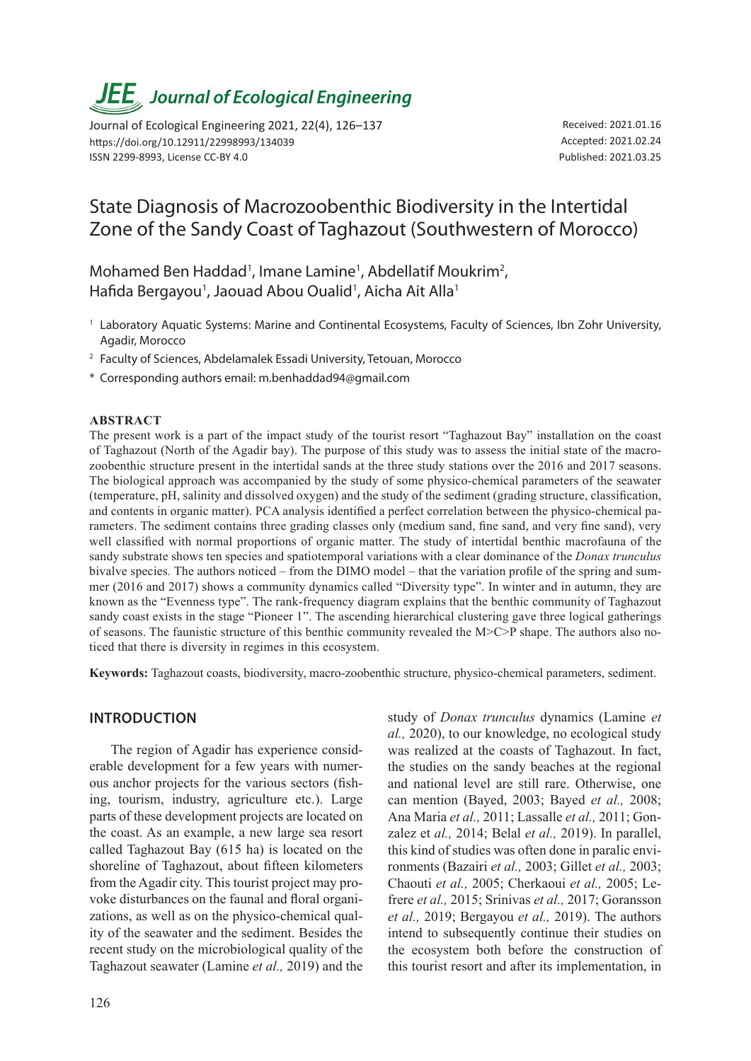# State Diagnosis of Macrozoobenthic Biodiversity in the Intertidal Zone of the Sandy Coast of Taghazout (Southwestern of Morocco)

Mohamed Ben Haddad[1], Imane Lamine[1], Abdellatif Moukrim[2], Hafida Bergayou[1], Jaouad Abou Oualid[1], Aicha Ait Alla[1]

[1] Laboratory Aquatic Systems: Marine and Continental Ecosystems, Faculty of Sciences, Ibn Zohr University, Agadir, Morocco

[2] Faculty of Sciences, Abdelamalek Essadi University, Tetouan, Morocco

* Corresponding authors email: m.benhaddad94@gmail.com

Received: 2021.01.16
Accepted: 2021.02.24
Published: 2021.03.25

## ABSTRACT

The present work is a part of the impact study of the tourist resort "Taghazout Bay" installation on the coast of Taghazout (North of the Agadir bay). The purpose of this study was to assess the initial state of the macrozoobenthic structure present in the intertidal sands at the three study stations over the 2016 and 2017 seasons. The biological approach was accompanied by the study of some physico-chemical parameters of the seawater (temperature, pH, salinity and dissolved oxygen) and the study of the sediment (grading structure, classification, and contents in organic matter). PCA analysis identified a perfect correlation between the physico-chemical parameters. The sediment contains three grading classes only (medium sand, fine sand, and very fine sand), very well classified with normal proportions of organic matter. The study of intertidal benthic macrofauna of the sandy substrate shows ten species and spatiotemporal variations with a clear dominance of the *Donax trunculus* bivalve species. The authors noticed – from the DIMO model – that the variation profile of the spring and summer (2016 and 2017) shows a community dynamics called "Diversity type". In winter and in autumn, they are known as the "Evenness type". The rank-frequency diagram explains that the benthic community of Taghazout sandy coast exists in the stage "Pioneer 1". The ascending hierarchical clustering gave three logical gatherings of seasons. The faunistic structure of this benthic community revealed the M>C>P shape. The authors also noticed that there is diversity in regimes in this ecosystem.

**Keywords:** Taghazout coasts, biodiversity, macro-zoobenthic structure, physico-chemical parameters, sediment.

## INTRODUCTION

The region of Agadir has experience considerable development for a few years with numerous anchor projects for the various sectors (fishing, tourism, industry, agriculture etc.). Large parts of these development projects are located on the coast. As an example, a new large sea resort called Taghazout Bay (615 ha) is located on the shoreline of Taghazout, about fifteen kilometers from the Agadir city. This tourist project may provoke disturbances on the faunal and floral organizations, as well as on the physico-chemical quality of the seawater and the sediment. Besides the recent study on the microbiological quality of the Taghazout seawater (Lamine *et al.,* 2019) and the study of *Donax trunculus* dynamics (Lamine *et al.,* 2020), to our knowledge, no ecological study was realized at the coasts of Taghazout. In fact, the studies on the sandy beaches at the regional and national level are still rare. Otherwise, one can mention (Bayed, 2003; Bayed *et al.,* 2008; Ana Maria *et al.,* 2011; Lassalle *et al.,* 2011; Gonzalez et *al.,* 2014; Belal *et al.,* 2019). In parallel, this kind of studies was often done in paralic environments (Bazairi *et al.,* 2003; Gillet *et al.,* 2003; Chaouti *et al.,* 2005; Cherkaoui *et al.,* 2005; Lefrere *et al.,* 2015; Srinivas *et al.,* 2017; Goransson *et al.,* 2019; Bergayou *et al.,* 2019). The authors intend to subsequently continue their studies on the ecosystem both before the construction of this tourist resort and after its implementation, in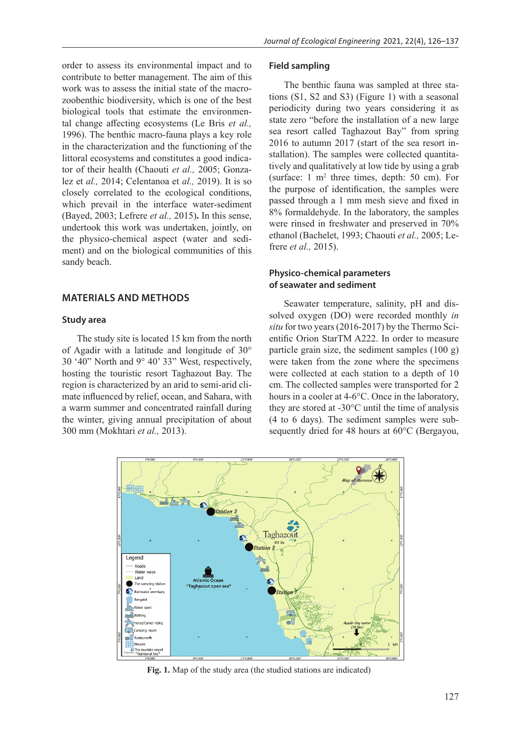order to assess its environmental impact and to contribute to better management. The aim of this work was to assess the initial state of the macrozoobenthic biodiversity, which is one of the best biological tools that estimate the environmental change affecting ecosystems (Le Bris *et al.,* 1996). The benthic macro-fauna plays a key role in the characterization and the functioning of the littoral ecosystems and constitutes a good indicator of their health (Chaouti *et al.,* 2005; Gonzalez et *al.,* 2014; Celentanoa et *al.,* 2019). It is so closely correlated to the ecological conditions, which prevail in the interface water-sediment (Bayed, 2003; Lefrere *et al.,* 2015**)**. In this sense, undertook this work was undertaken, jointly, on the physico-chemical aspect (water and sediment) and on the biological communities of this sandy beach.

## MATERIALS AND METHODS

### Study area

The study site is located 15 km from the north of Agadir with a latitude and longitude of 30° 30 '40" North and 9° 40' 33" West, respectively, hosting the touristic resort Taghazout Bay. The region is characterized by an arid to semi-arid climate influenced by relief, ocean, and Sahara, with a warm summer and concentrated rainfall during the winter, giving annual precipitation of about 300 mm (Mokhtari *et al.,* 2013).

### Field sampling

The benthic fauna was sampled at three stations (S1, S2 and S3) (Figure 1) with a seasonal periodicity during two years considering it as state zero "before the installation of a new large sea resort called Taghazout Bay" from spring 2016 to autumn 2017 (start of the sea resort installation). The samples were collected quantitatively and qualitatively at low tide by using a grab (surface: 1 m$^2$ three times, depth: 50 cm). For the purpose of identification, the samples were passed through a 1 mm mesh sieve and fixed in 8% formaldehyde. In the laboratory, the samples were rinsed in freshwater and preserved in 70% ethanol (Bachelet, 1993; Chaouti *et al.,* 2005; Lefrere *et al.,* 2015).

### Physico-chemical parameters of seawater and sediment

Seawater temperature, salinity, pH and dissolved oxygen (DO) were recorded monthly *in situ* for two years (2016-2017) by the Thermo Scientific Orion StarTM A222. In order to measure particle grain size, the sediment samples (100 g) were taken from the zone where the specimens were collected at each station to a depth of 10 cm. The collected samples were transported for 2 hours in a cooler at 4-6°C. Once in the laboratory, they are stored at -30°C until the time of analysis (4 to 6 days). The sediment samples were subsequently dried for 48 hours at 60°C (Bergayou,

**Fig. 1.** Map of the study area (the studied stations are indicated)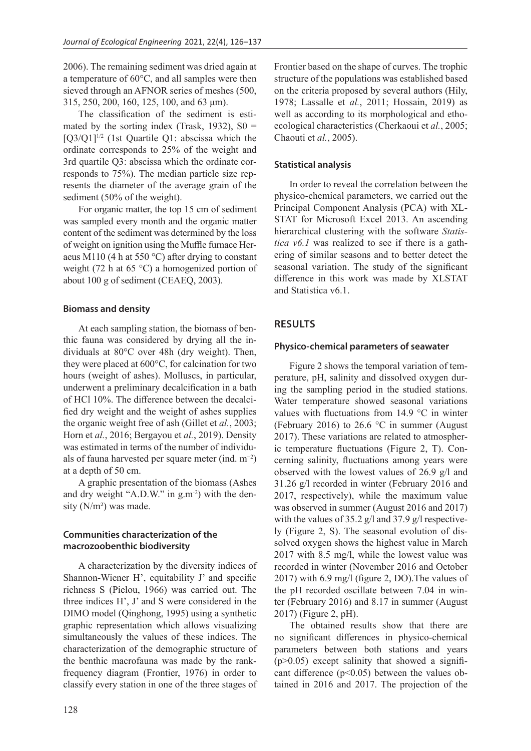2006). The remaining sediment was dried again at a temperature of 60°C, and all samples were then sieved through an AFNOR series of meshes (500, 315, 250, 200, 160, 125, 100, and 63 μm).

The classification of the sediment is estimated by the sorting index (Trask, 1932), $S0 = [Q3/Q1]^{1/2}$ (1st Quartile Q1: abscissa which the ordinate corresponds to 25% of the weight and 3rd quartile Q3: abscissa which the ordinate corresponds to 75%). The median particle size represents the diameter of the average grain of the sediment (50% of the weight).

For organic matter, the top 15 cm of sediment was sampled every month and the organic matter content of the sediment was determined by the loss of weight on ignition using the Muffle furnace Heraeus M110 (4 h at 550 °C) after drying to constant weight (72 h at 65 °C) a homogenized portion of about 100 g of sediment (CEAEQ, 2003).

### Biomass and density

At each sampling station, the biomass of benthic fauna was considered by drying all the individuals at 80°C over 48h (dry weight). Then, they were placed at 600°C, for calcination for two hours (weight of ashes). Molluscs, in particular, underwent a preliminary decalcification in a bath of HCl 10%. The difference between the decalcified dry weight and the weight of ashes supplies the organic weight free of ash (Gillet et *al.*, 2003; Horn et *al.*, 2016; Bergayou et *al.*, 2019). Density was estimated in terms of the number of individuals of fauna harvested per square meter (ind. $m^{-2}$) at a depth of 50 cm.

A graphic presentation of the biomass (Ashes and dry weight "A.D.W." in $g.m^{-2}$) with the density ($N/m^2$) was made.

### Communities characterization of the macrozoobenthic biodiversity

A characterization by the diversity indices of Shannon-Wiener H', equitability J' and specific richness S (Pielou, 1966) was carried out. The three indices H', J' and S were considered in the DIMO model (Qinghong, 1995) using a synthetic graphic representation which allows visualizing simultaneously the values of these indices. The characterization of the demographic structure of the benthic macrofauna was made by the rank-frequency diagram (Frontier, 1976) in order to classify every station in one of the three stages of Frontier based on the shape of curves. The trophic structure of the populations was established based on the criteria proposed by several authors (Hily, 1978; Lassalle et *al.*, 2011; Hossain, 2019) as well as according to its morphological and ethoecological characteristics (Cherkaoui et *al.*, 2005; Chaouti et *al.*, 2005).

### Statistical analysis

In order to reveal the correlation between the physico-chemical parameters, we carried out the Principal Component Analysis (PCA) with XL-STAT for Microsoft Excel 2013. An ascending hierarchical clustering with the software *Statistica v6.1* was realized to see if there is a gathering of similar seasons and to better detect the seasonal variation. The study of the significant difference in this work was made by XLSTAT and Statistica v6.1.

## RESULTS

### Physico-chemical parameters of seawater

Figure 2 shows the temporal variation of temperature, pH, salinity and dissolved oxygen during the sampling period in the studied stations. Water temperature showed seasonal variations values with fluctuations from 14.9 °C in winter (February 2016) to 26.6 °C in summer (August 2017). These variations are related to atmospheric temperature fluctuations (Figure 2, T). Concerning salinity, fluctuations among years were observed with the lowest values of 26.9 g/l and 31.26 g/l recorded in winter (February 2016 and 2017, respectively), while the maximum value was observed in summer (August 2016 and 2017) with the values of 35.2 g/l and 37.9 g/l respectively (Figure 2, S). The seasonal evolution of dissolved oxygen shows the highest value in March 2017 with 8.5 mg/l, while the lowest value was recorded in winter (November 2016 and October 2017) with 6.9 mg/l (figure 2, DO).The values of the pH recorded oscillate between 7.04 in winter (February 2016) and 8.17 in summer (August 2017) (Figure 2, pH).

The obtained results show that there are no significant differences in physico-chemical parameters between both stations and years ($p>0.05$) except salinity that showed a significant difference ($p<0.05$) between the values obtained in 2016 and 2017. The projection of the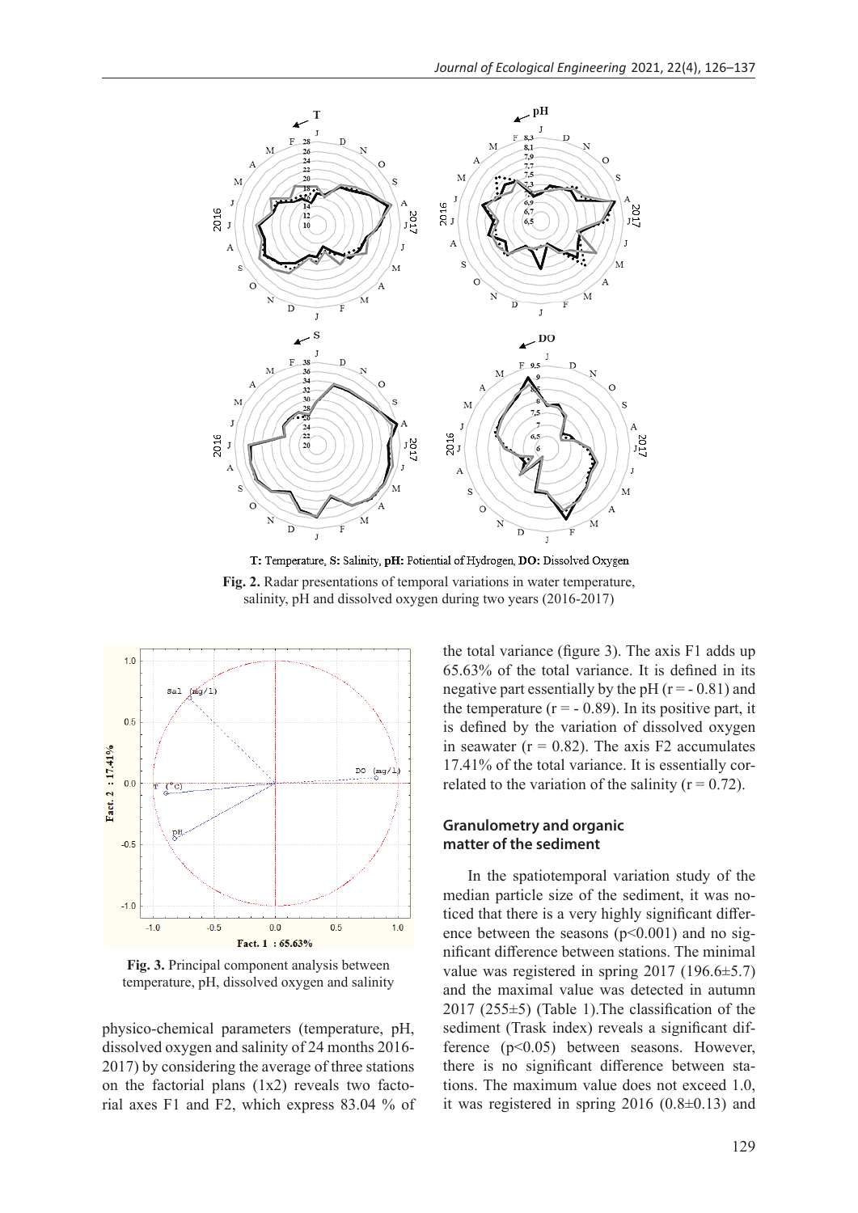T: Temperature, S: Salinity, pH: Potiential of Hydrogen, DO: Dissolved Oxygen

**Fig. 2.** Radar presentations of temporal variations in water temperature, salinity, pH and dissolved oxygen during two years (2016-2017)

**Fig. 3.** Principal component analysis between temperature, pH, dissolved oxygen and salinity

physico-chemical parameters (temperature, pH, dissolved oxygen and salinity of 24 months 2016-2017) by considering the average of three stations on the factorial plans (1x2) reveals two factorial axes F1 and F2, which express 83.04 % of the total variance (figure 3). The axis F1 adds up 65.63% of the total variance. It is defined in its negative part essentially by the pH ($r = -0.81$) and the temperature ($r = -0.89$). In its positive part, it is defined by the variation of dissolved oxygen in seawater ($r = 0.82$). The axis F2 accumulates 17.41% of the total variance. It is essentially correlated to the variation of the salinity ($r = 0.72$).

## Granulometry and organic matter of the sediment

In the spatiotemporal variation study of the median particle size of the sediment, it was noticed that there is a very highly significant difference between the seasons ($p<0.001$) and no significant difference between stations. The minimal value was registered in spring 2017 (196.6±5.7) and the maximal value was detected in autumn 2017 (255±5) (Table 1).The classification of the sediment (Trask index) reveals a significant difference ($p<0.05$) between seasons. However, there is no significant difference between stations. The maximum value does not exceed 1.0, it was registered in spring 2016 (0.8±0.13) and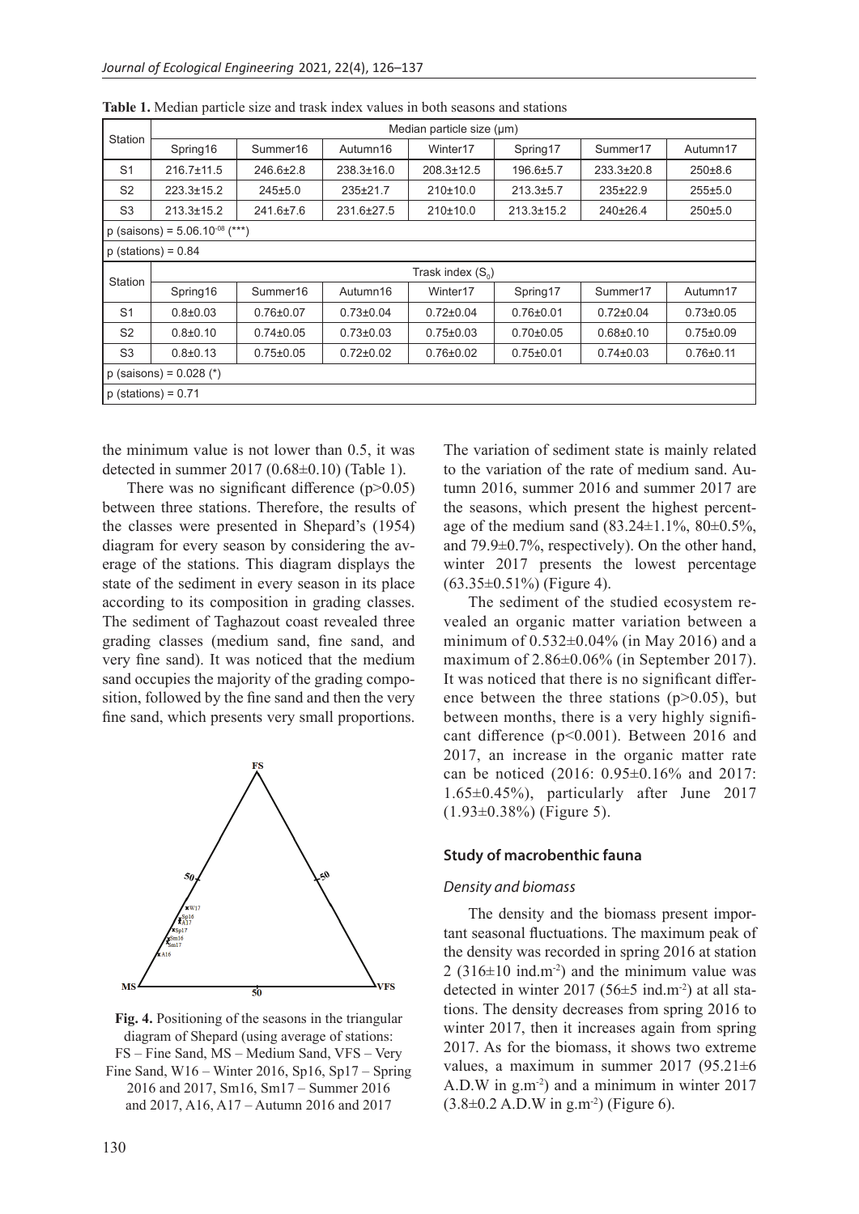**Table 1.** Median particle size and trask index values in both seasons and stations

| Station | Median particle size (μm) | | | | | | |
|---|---|---|---|---|---|---|---|
| | Spring16 | Summer16 | Autumn16 | Winter17 | Spring17 | Summer17 | Autumn17 |
| S1 | 216.7±11.5 | 246.6±2.8 | 238.3±16.0 | 208.3±12.5 | 196.6±5.7 | 233.3±20.8 | 250±8.6 |
| S2 | 223.3±15.2 | 245±5.0 | 235±21.7 | 210±10.0 | 213.3±5.7 | 235±22.9 | 255±5.0 |
| S3 | 213.3±15.2 | 241.6±7.6 | 231.6±27.5 | 210±10.0 | 213.3±15.2 | 240±26.4 | 250±5.0 |
| p (saisons) = $5.06.10^{-08}$ (***) | | | | | | | |
| p (stations) = 0.84 | | | | | | | |
| Station | Trask index ($S_0$) | | | | | | |
| | Spring16 | Summer16 | Autumn16 | Winter17 | Spring17 | Summer17 | Autumn17 |
| S1 | 0.8±0.03 | 0.76±0.07 | 0.73±0.04 | 0.72±0.04 | 0.76±0.01 | 0.72±0.04 | 0.73±0.05 |
| S2 | 0.8±0.10 | 0.74±0.05 | 0.73±0.03 | 0.75±0.03 | 0.70±0.05 | 0.68±0.10 | 0.75±0.09 |
| S3 | 0.8±0.13 | 0.75±0.05 | 0.72±0.02 | 0.76±0.02 | 0.75±0.01 | 0.74±0.03 | 0.76±0.11 |
| p (saisons) = 0.028 (*) | | | | | | | |
| p (stations) = 0.71 | | | | | | | |

the minimum value is not lower than 0.5, it was detected in summer 2017 (0.68±0.10) (Table 1).

There was no significant difference ($p>0.05$) between three stations. Therefore, the results of the classes were presented in Shepard's (1954) diagram for every season by considering the average of the stations. This diagram displays the state of the sediment in every season in its place according to its composition in grading classes. The sediment of Taghazout coast revealed three grading classes (medium sand, fine sand, and very fine sand). It was noticed that the medium sand occupies the majority of the grading composition, followed by the fine sand and then the very fine sand, which presents very small proportions.

**Fig. 4.** Positioning of the seasons in the triangular diagram of Shepard (using average of stations: FS – Fine Sand, MS – Medium Sand, VFS – Very Fine Sand, W16 – Winter 2016, Sp16, Sp17 – Spring 2016 and 2017, Sm16, Sm17 – Summer 2016 and 2017, A16, A17 – Autumn 2016 and 2017

The variation of sediment state is mainly related to the variation of the rate of medium sand. Autumn 2016, summer 2016 and summer 2017 are the seasons, which present the highest percentage of the medium sand (83.24±1.1%, 80±0.5%, and 79.9±0.7%, respectively). On the other hand, winter 2017 presents the lowest percentage (63.35±0.51%) (Figure 4).

The sediment of the studied ecosystem revealed an organic matter variation between a minimum of 0.532±0.04% (in May 2016) and a maximum of 2.86±0.06% (in September 2017). It was noticed that there is no significant difference between the three stations ($p>0.05$), but between months, there is a very highly significant difference ($p<0.001$). Between 2016 and 2017, an increase in the organic matter rate can be noticed (2016: 0.95±0.16% and 2017: 1.65±0.45%), particularly after June 2017 (1.93±0.38%) (Figure 5).

### Study of macrobenthic fauna

#### *Density and biomass*

The density and the biomass present important seasonal fluctuations. The maximum peak of the density was recorded in spring 2016 at station 2 (316±10 ind.m$^{-2}$) and the minimum value was detected in winter 2017 (56±5 ind.m$^{-2}$) at all stations. The density decreases from spring 2016 to winter 2017, then it increases again from spring 2017. As for the biomass, it shows two extreme values, a maximum in summer 2017 (95.21±6 A.D.W in g.m$^{-2}$) and a minimum in winter 2017 (3.8±0.2 A.D.W in g.m$^{-2}$) (Figure 6).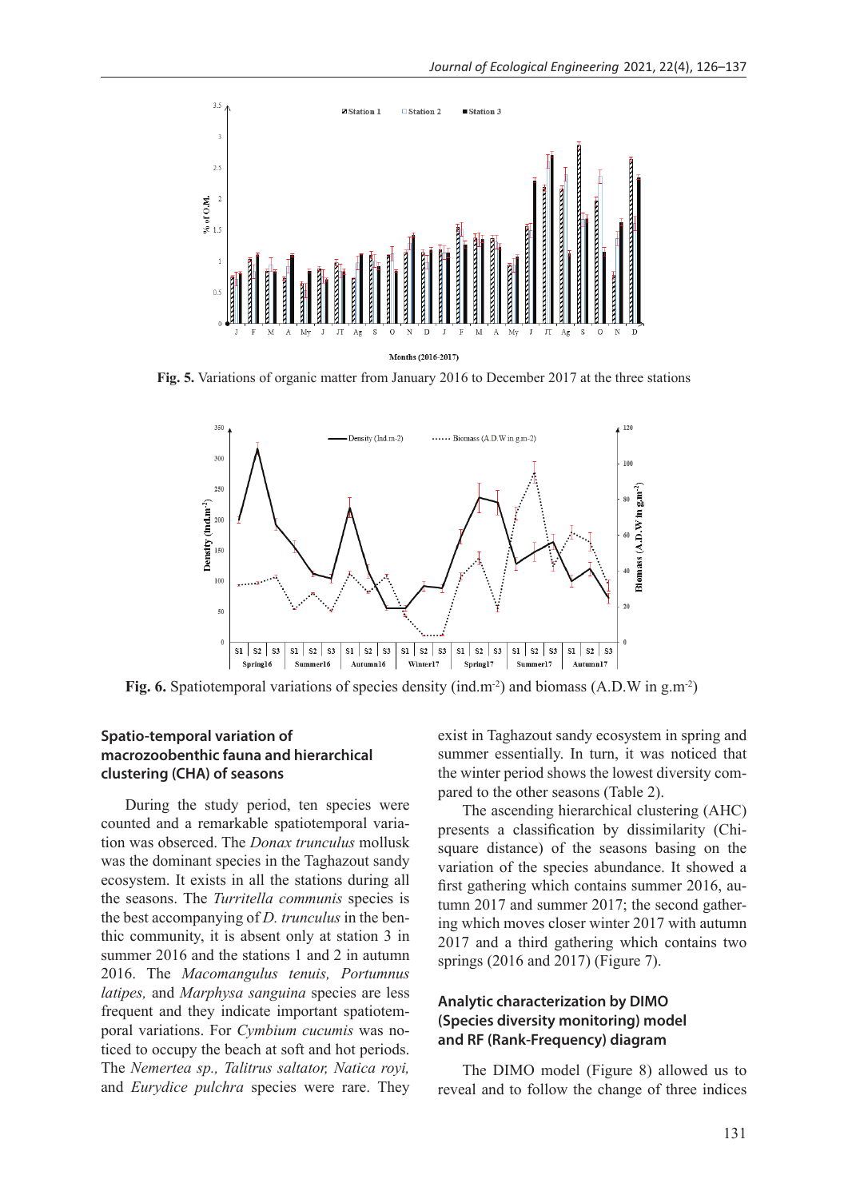Fig. 5. Variations of organic matter from January 2016 to December 2017 at the three stations

Fig. 6. Spatiotemporal variations of species density (ind.m$^{-2}$) and biomass (A.D.W in g.m$^{-2}$)

### Spatio-temporal variation of macrozoobenthic fauna and hierarchical clustering (CHA) of seasons

During the study period, ten species were counted and a remarkable spatiotemporal variation was obserced. The *Donax trunculus* mollusk was the dominant species in the Taghazout sandy ecosystem. It exists in all the stations during all the seasons. The *Turritella communis* species is the best accompanying of *D. trunculus* in the benthic community, it is absent only at station 3 in summer 2016 and the stations 1 and 2 in autumn 2016. The *Macomangulus tenuis, Portumnus latipes,* and *Marphysa sanguina* species are less frequent and they indicate important spatiotemporal variations. For *Cymbium cucumis* was noticed to occupy the beach at soft and hot periods. The *Nemertea sp., Talitrus saltator, Natica royi,* and *Eurydice pulchra* species were rare. They exist in Taghazout sandy ecosystem in spring and summer essentially. In turn, it was noticed that the winter period shows the lowest diversity compared to the other seasons (Table 2).

The ascending hierarchical clustering (AHC) presents a classification by dissimilarity (Chi-square distance) of the seasons basing on the variation of the species abundance. It showed a first gathering which contains summer 2016, autumn 2017 and summer 2017; the second gathering which moves closer winter 2017 with autumn 2017 and a third gathering which contains two springs (2016 and 2017) (Figure 7).

### Analytic characterization by DIMO (Species diversity monitoring) model and RF (Rank-Frequency) diagram

The DIMO model (Figure 8) allowed us to reveal and to follow the change of three indices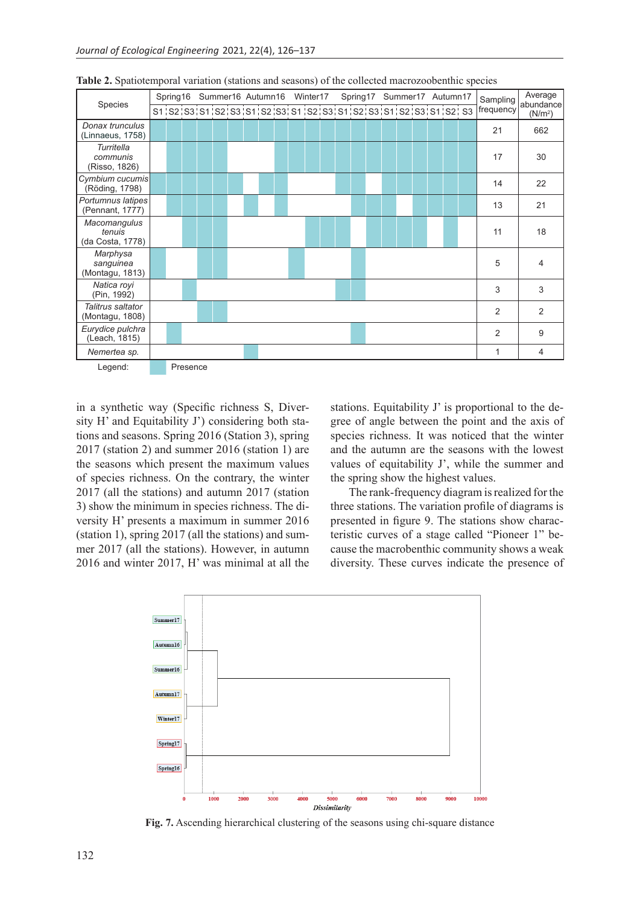**Table 2.** Spatiotemporal variation (stations and seasons) of the collected macrozoobenthic species

| Species | Spring16 | | | Summer16 | | | Autumn16 | | | Winter17 | | | Spring17 | | | Summer17 | | | Autumn17 | | | Sampling frequency | Average abundance (N/m²) |
|---|---|---|---|---|---|---|---|---|---|---|---|---|---|---|---|---|---|---|---|---|---|---|---|
| | S1 | S2 | S3 | S1 | S2 | S3 | S1 | S2 | S3 | S1 | S2 | S3 | S1 | S2 | S3 | S1 | S2 | S3 | S1 | S2 | S3 | | |
| *Donax trunculus* (Linnaeus, 1758) | ■ | ■ | ■ | ■ | ■ | ■ | ■ | ■ | ■ | ■ | ■ | ■ | ■ | ■ | ■ | ■ | ■ | ■ | ■ | ■ | ■ | 21 | 662 |
| *Turritella communis* (Risso, 1826) | | ■ | ■ | ■ | ■ | | | | ■ | ■ | ■ | ■ | ■ | ■ | ■ | ■ | ■ | ■ | ■ | ■ | ■ | 17 | 30 |
| *Cymbium cucumis* (Röding, 1798) | | ■ | ■ | ■ | ■ | ■ | | ■ | ■ | | | | ■ | ■ | | ■ | ■ | ■ | ■ | ■ | ■ | 14 | 22 |
| *Portumnus latipes* (Pennant, 1777) | | ■ | ■ | ■ | ■ | | ■ | | ■ | | | | | ■ | ■ | ■ | ■ | ■ | ■ | ■ | ■ | 13 | 21 |
| *Macomangulus tenuis* (da Costa, 1778) | | | ■ | ■ | ■ | | | | | | ■ | ■ | ■ | | ■ | ■ | ■ | ■ | | ■ | | 11 | 18 |
| *Marphysa sanguinea* (Montagu, 1813) | ■ | | | ■ | ■ | | | | | ■ | | | | ■ | | | | | | | | 5 | 4 |
| *Natica royi* (Pin, 1992) | | | ■ | | | | | | | | | | ■ | ■ | | | | | | | | 3 | 3 |
| *Talitrus saltator* (Montagu, 1808) | | | | ■ | ■ | | | | | | | | | | | | | | | | | 2 | 2 |
| *Eurydice pulchra* (Leach, 1815) | | ■ | | | | | | | | | | | | ■ | | | | | | | | 2 | 9 |
| *Nemertea sp.* | | | | | | | ■ | | | | | | | | | | | | | | | 1 | 4 |

Legend: ■ Presence

in a synthetic way (Specific richness S, Diversity H' and Equitability J') considering both stations and seasons. Spring 2016 (Station 3), spring 2017 (station 2) and summer 2016 (station 1) are the seasons which present the maximum values of species richness. On the contrary, the winter 2017 (all the stations) and autumn 2017 (station 3) show the minimum in species richness. The diversity H' presents a maximum in summer 2016 (station 1), spring 2017 (all the stations) and summer 2017 (all the stations). However, in autumn 2016 and winter 2017, H' was minimal at all the stations. Equitability J' is proportional to the degree of angle between the point and the axis of species richness. It was noticed that the winter and the autumn are the seasons with the lowest values of equitability J', while the summer and the spring show the highest values.

The rank-frequency diagram is realized for the three stations. The variation profile of diagrams is presented in figure 9. The stations show characteristic curves of a stage called "Pioneer 1" because the macrobenthic community shows a weak diversity. These curves indicate the presence of

**Fig. 7.** Ascending hierarchical clustering of the seasons using chi-square distance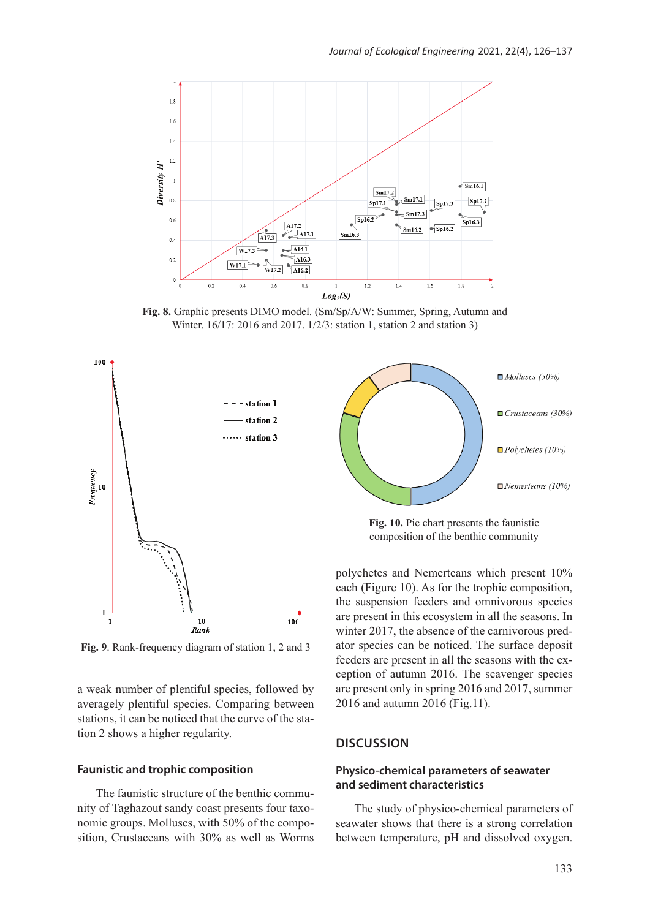Fig. 8. Graphic presents DIMO model. (Sm/Sp/A/W: Summer, Spring, Autumn and Winter. 16/17: 2016 and 2017. 1/2/3: station 1, station 2 and station 3)

**Fig. 9**. Rank-frequency diagram of station 1, 2 and 3

**Fig. 10.** Pie chart presents the faunistic composition of the benthic community

a weak number of plentiful species, followed by averagely plentiful species. Comparing between stations, it can be noticed that the curve of the station 2 shows a higher regularity.

### Faunistic and trophic composition

The faunistic structure of the benthic community of Taghazout sandy coast presents four taxonomic groups. Molluscs, with 50% of the composition, Crustaceans with 30% as well as Worms polychetes and Nemerteans which present 10% each (Figure 10). As for the trophic composition, the suspension feeders and omnivorous species are present in this ecosystem in all the seasons. In winter 2017, the absence of the carnivorous predator species can be noticed. The surface deposit feeders are present in all the seasons with the exception of autumn 2016. The scavenger species are present only in spring 2016 and 2017, summer 2016 and autumn 2016 (Fig.11).

## DISCUSSION

### Physico-chemical parameters of seawater and sediment characteristics

The study of physico-chemical parameters of seawater shows that there is a strong correlation between temperature, pH and dissolved oxygen.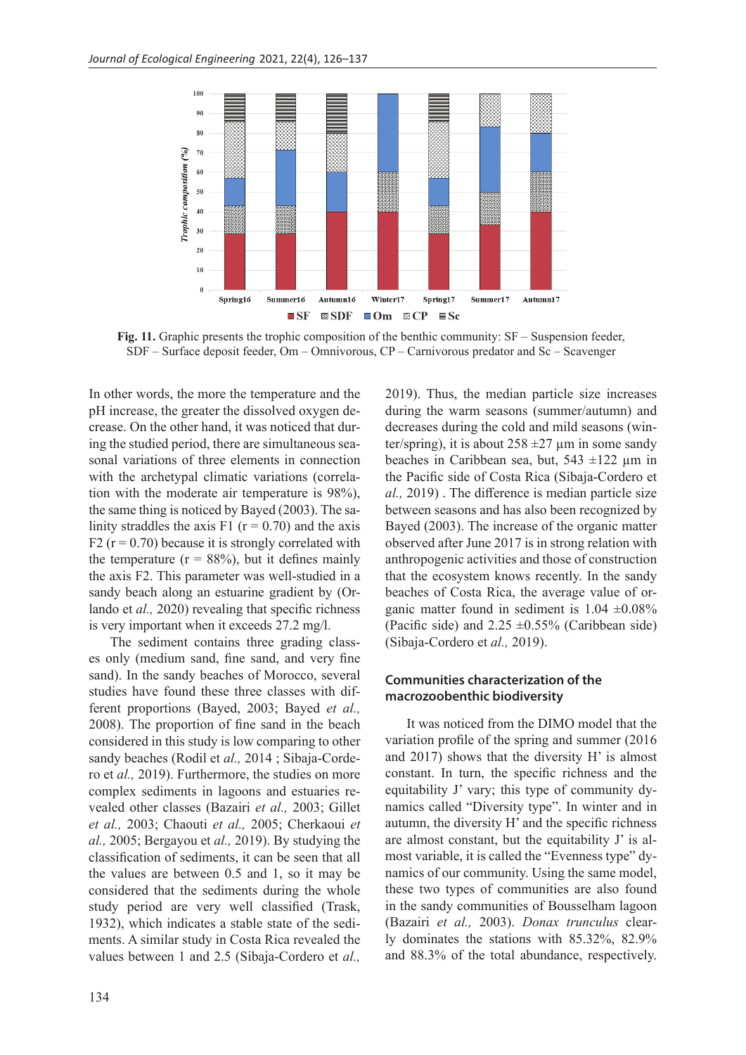**Fig. 11.** Graphic presents the trophic composition of the benthic community: SF – Suspension feeder, SDF – Surface deposit feeder, Om – Omnivorous, CP – Carnivorous predator and Sc – Scavenger

In other words, the more the temperature and the pH increase, the greater the dissolved oxygen decrease. On the other hand, it was noticed that during the studied period, there are simultaneous seasonal variations of three elements in connection with the archetypal climatic variations (correlation with the moderate air temperature is 98%), the same thing is noticed by Bayed (2003). The salinity straddles the axis F1 (r = 0.70) and the axis F2 (r = 0.70) because it is strongly correlated with the temperature (r = 88%), but it defines mainly the axis F2. This parameter was well-studied in a sandy beach along an estuarine gradient by (Orlando et *al.,* 2020) revealing that specific richness is very important when it exceeds 27.2 mg/l.

The sediment contains three grading classes only (medium sand, fine sand, and very fine sand). In the sandy beaches of Morocco, several studies have found these three classes with different proportions (Bayed, 2003; Bayed *et al.,* 2008). The proportion of fine sand in the beach considered in this study is low comparing to other sandy beaches (Rodil et *al.,* 2014 ; Sibaja-Cordero et *al.,* 2019). Furthermore, the studies on more complex sediments in lagoons and estuaries revealed other classes (Bazairi *et al.,* 2003; Gillet *et al.,* 2003; Chaouti *et al.,* 2005; Cherkaoui *et al.,* 2005; Bergayou et *al.,* 2019). By studying the classification of sediments, it can be seen that all the values are between 0.5 and 1, so it may be considered that the sediments during the whole study period are very well classified (Trask, 1932), which indicates a stable state of the sediments. A similar study in Costa Rica revealed the values between 1 and 2.5 (Sibaja-Cordero et *al.,* 2019). Thus, the median particle size increases during the warm seasons (summer/autumn) and decreases during the cold and mild seasons (winter/spring), it is about 258 ±27 µm in some sandy beaches in Caribbean sea, but, 543 ±122 µm in the Pacific side of Costa Rica (Sibaja-Cordero et *al.,* 2019) . The difference is median particle size between seasons and has also been recognized by Bayed (2003). The increase of the organic matter observed after June 2017 is in strong relation with anthropogenic activities and those of construction that the ecosystem knows recently. In the sandy beaches of Costa Rica, the average value of organic matter found in sediment is 1.04 ±0.08% (Pacific side) and 2.25 ±0.55% (Caribbean side) (Sibaja-Cordero et *al.,* 2019).

### Communities characterization of the macrozoobenthic biodiversity

It was noticed from the DIMO model that the variation profile of the spring and summer (2016 and 2017) shows that the diversity H' is almost constant. In turn, the specific richness and the equitability J' vary; this type of community dynamics called "Diversity type". In winter and in autumn, the diversity H' and the specific richness are almost constant, but the equitability J' is almost variable, it is called the "Evenness type" dynamics of our community. Using the same model, these two types of communities are also found in the sandy communities of Bousselham lagoon (Bazairi *et al.,* 2003). *Donax trunculus* clearly dominates the stations with 85.32%, 82.9% and 88.3% of the total abundance, respectively.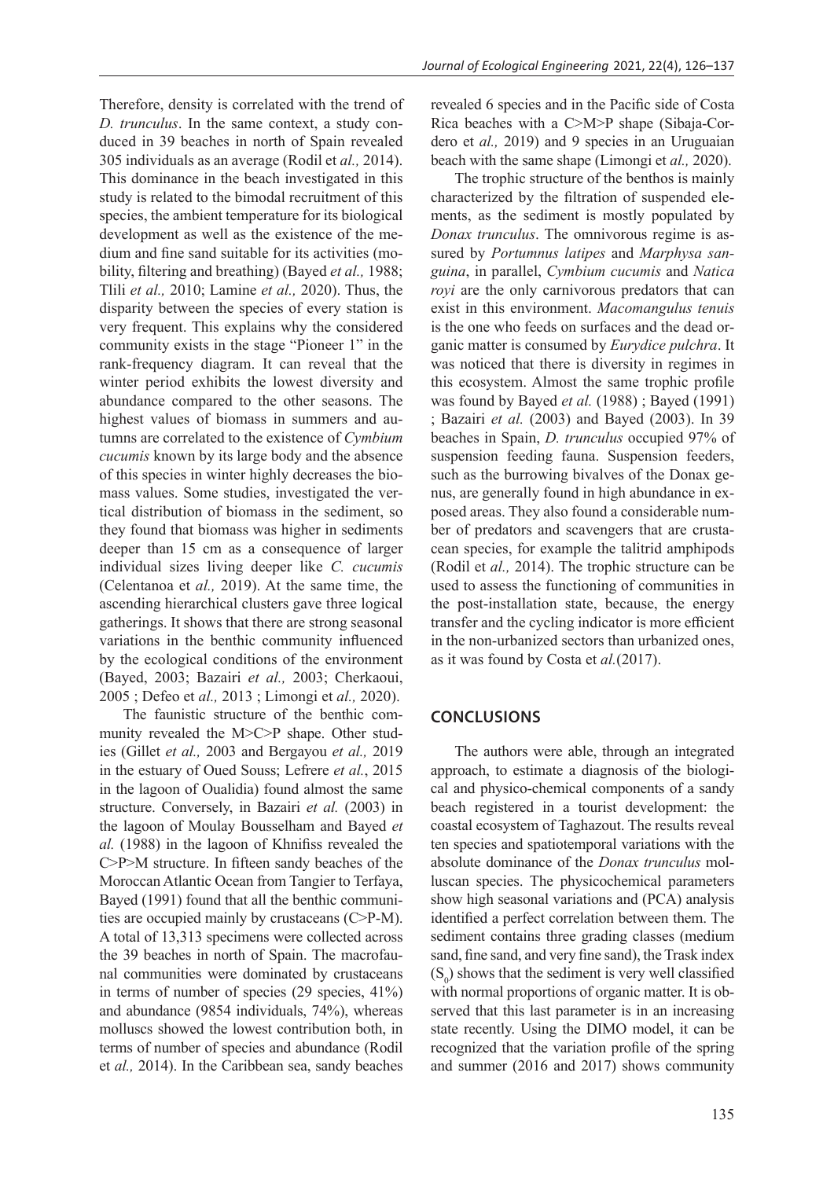Therefore, density is correlated with the trend of *D. trunculus*. In the same context, a study conducted in 39 beaches in north of Spain revealed 305 individuals as an average (Rodil et *al.,* 2014). This dominance in the beach investigated in this study is related to the bimodal recruitment of this species, the ambient temperature for its biological development as well as the existence of the medium and fine sand suitable for its activities (mobility, filtering and breathing) (Bayed *et al.,* 1988; Tlili *et al.,* 2010; Lamine *et al.,* 2020). Thus, the disparity between the species of every station is very frequent. This explains why the considered community exists in the stage "Pioneer 1" in the rank-frequency diagram. It can reveal that the winter period exhibits the lowest diversity and abundance compared to the other seasons. The highest values of biomass in summers and autumns are correlated to the existence of *Cymbium cucumis* known by its large body and the absence of this species in winter highly decreases the biomass values. Some studies, investigated the vertical distribution of biomass in the sediment, so they found that biomass was higher in sediments deeper than 15 cm as a consequence of larger individual sizes living deeper like *C. cucumis* (Celentanoa et *al.,* 2019). At the same time, the ascending hierarchical clusters gave three logical gatherings. It shows that there are strong seasonal variations in the benthic community influenced by the ecological conditions of the environment (Bayed, 2003; Bazairi *et al.,* 2003; Cherkaoui, 2005 ; Defeo et *al.,* 2013 ; Limongi et *al.,* 2020).

The faunistic structure of the benthic community revealed the M>C>P shape. Other studies (Gillet *et al.,* 2003 and Bergayou *et al.,* 2019 in the estuary of Oued Souss; Lefrere *et al.*, 2015 in the lagoon of Oualidia) found almost the same structure. Conversely, in Bazairi *et al.* (2003) in the lagoon of Moulay Bousselham and Bayed *et al.* (1988) in the lagoon of Khnifiss revealed the C>P>M structure. In fifteen sandy beaches of the Moroccan Atlantic Ocean from Tangier to Terfaya, Bayed (1991) found that all the benthic communities are occupied mainly by crustaceans (C>P-M). A total of 13,313 specimens were collected across the 39 beaches in north of Spain. The macrofaunal communities were dominated by crustaceans in terms of number of species (29 species, 41%) and abundance (9854 individuals, 74%), whereas molluscs showed the lowest contribution both, in terms of number of species and abundance (Rodil et *al.,* 2014). In the Caribbean sea, sandy beaches revealed 6 species and in the Pacific side of Costa Rica beaches with a C>M>P shape (Sibaja-Cordero et *al.,* 2019) and 9 species in an Uruguaian beach with the same shape (Limongi et *al.,* 2020).

The trophic structure of the benthos is mainly characterized by the filtration of suspended elements, as the sediment is mostly populated by *Donax trunculus*. The omnivorous regime is assured by *Portumnus latipes* and *Marphysa sanguina*, in parallel, *Cymbium cucumis* and *Natica royi* are the only carnivorous predators that can exist in this environment. *Macomangulus tenuis* is the one who feeds on surfaces and the dead organic matter is consumed by *Eurydice pulchra*. It was noticed that there is diversity in regimes in this ecosystem. Almost the same trophic profile was found by Bayed *et al.* (1988) ; Bayed (1991) ; Bazairi *et al.* (2003) and Bayed (2003). In 39 beaches in Spain, *D. trunculus* occupied 97% of suspension feeding fauna. Suspension feeders, such as the burrowing bivalves of the Donax genus, are generally found in high abundance in exposed areas. They also found a considerable number of predators and scavengers that are crustacean species, for example the talitrid amphipods (Rodil et *al.,* 2014). The trophic structure can be used to assess the functioning of communities in the post-installation state, because, the energy transfer and the cycling indicator is more efficient in the non-urbanized sectors than urbanized ones, as it was found by Costa et *al.*(2017).

## CONCLUSIONS

The authors were able, through an integrated approach, to estimate a diagnosis of the biological and physico-chemical components of a sandy beach registered in a tourist development: the coastal ecosystem of Taghazout. The results reveal ten species and spatiotemporal variations with the absolute dominance of the *Donax trunculus* molluscan species. The physicochemical parameters show high seasonal variations and (PCA) analysis identified a perfect correlation between them. The sediment contains three grading classes (medium sand, fine sand, and very fine sand), the Trask index ($S_0$) shows that the sediment is very well classified with normal proportions of organic matter. It is observed that this last parameter is in an increasing state recently. Using the DIMO model, it can be recognized that the variation profile of the spring and summer (2016 and 2017) shows community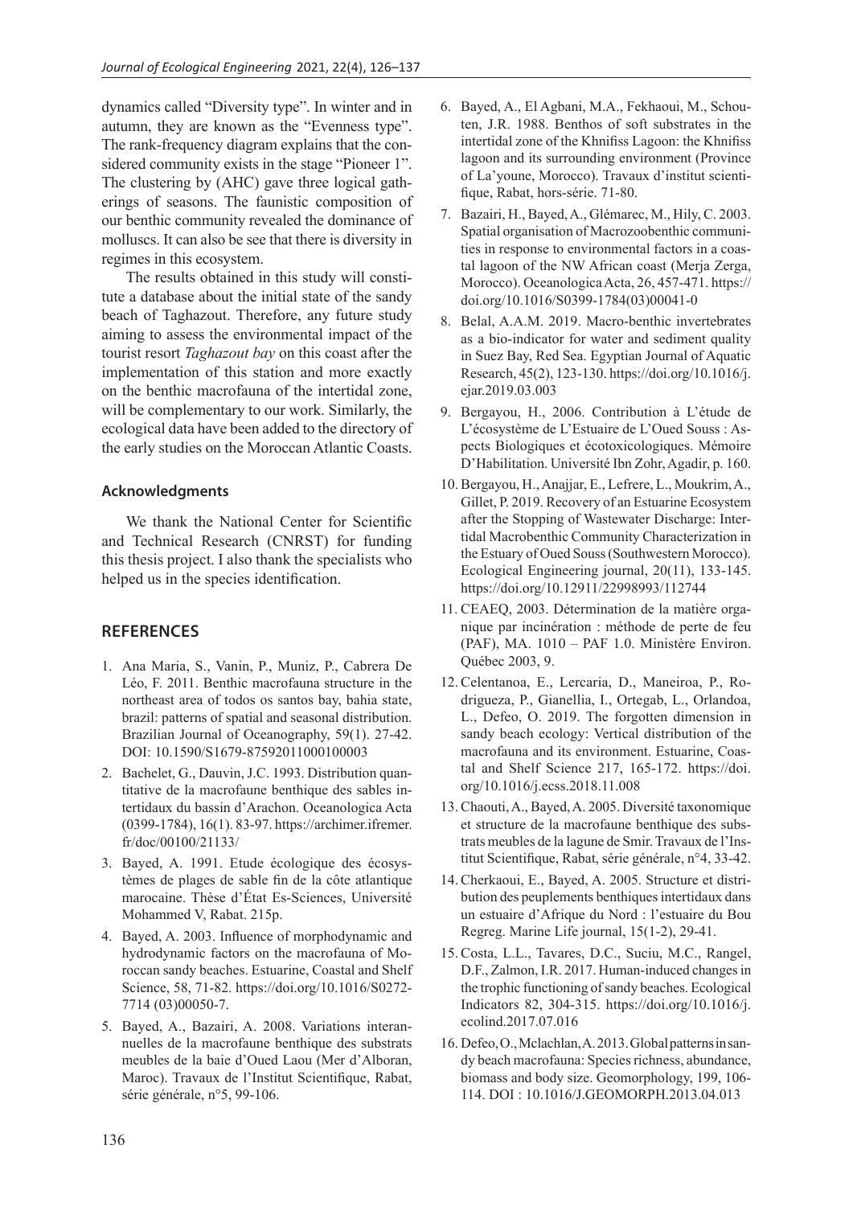dynamics called "Diversity type". In winter and in autumn, they are known as the "Evenness type". The rank-frequency diagram explains that the considered community exists in the stage "Pioneer 1". The clustering by (AHC) gave three logical gatherings of seasons. The faunistic composition of our benthic community revealed the dominance of molluscs. It can also be see that there is diversity in regimes in this ecosystem.

The results obtained in this study will constitute a database about the initial state of the sandy beach of Taghazout. Therefore, any future study aiming to assess the environmental impact of the tourist resort *Taghazout bay* on this coast after the implementation of this station and more exactly on the benthic macrofauna of the intertidal zone, will be complementary to our work. Similarly, the ecological data have been added to the directory of the early studies on the Moroccan Atlantic Coasts.

### Acknowledgments

We thank the National Center for Scientific and Technical Research (CNRST) for funding this thesis project. I also thank the specialists who helped us in the species identification.

## REFERENCES

1. Ana Maria, S., Vanin, P., Muniz, P., Cabrera De Léo, F. 2011. Benthic macrofauna structure in the northeast area of todos os santos bay, bahia state, brazil: patterns of spatial and seasonal distribution. Brazilian Journal of Oceanography, 59(1). 27-42. DOI: 10.1590/S1679-87592011000100003
2. Bachelet, G., Dauvin, J.C. 1993. Distribution quantitative de la macrofaune benthique des sables intertidaux du bassin d'Arachon. Oceanologica Acta (0399-1784), 16(1). 83-97. https://archimer.ifremer.fr/doc/00100/21133/
3. Bayed, A. 1991. Etude écologique des écosystèmes de plages de sable fin de la côte atlantique marocaine. Thèse d'État Es-Sciences, Université Mohammed V, Rabat. 215p.
4. Bayed, A. 2003. Influence of morphodynamic and hydrodynamic factors on the macrofauna of Moroccan sandy beaches. Estuarine, Coastal and Shelf Science, 58, 71-82. https://doi.org/10.1016/S0272-7714 (03)00050-7.
5. Bayed, A., Bazairi, A. 2008. Variations interannuelles de la macrofaune benthique des substrats meubles de la baie d'Oued Laou (Mer d'Alboran, Maroc). Travaux de l'Institut Scientifique, Rabat, série générale, n°5, 99-106.
6. Bayed, A., El Agbani, M.A., Fekhaoui, M., Schouten, J.R. 1988. Benthos of soft substrates in the intertidal zone of the Khnifiss Lagoon: the Khnifiss lagoon and its surrounding environment (Province of La'youne, Morocco). Travaux d'institut scientifique, Rabat, hors-série. 71-80.
7. Bazairi, H., Bayed, A., Glémarec, M., Hily, C. 2003. Spatial organisation of Macrozoobenthic communities in response to environmental factors in a coastal lagoon of the NW African coast (Merja Zerga, Morocco). Oceanologica Acta, 26, 457-471. https://doi.org/10.1016/S0399-1784(03)00041-0
8. Belal, A.A.M. 2019. Macro-benthic invertebrates as a bio-indicator for water and sediment quality in Suez Bay, Red Sea. Egyptian Journal of Aquatic Research, 45(2), 123-130. https://doi.org/10.1016/j.ejar.2019.03.003
9. Bergayou, H., 2006. Contribution à L'étude de L'écosystème de L'Estuaire de L'Oued Souss : Aspects Biologiques et écotoxicologiques. Mémoire D'Habilitation. Université Ibn Zohr, Agadir, p. 160.
10. Bergayou, H., Anajjar, E., Lefrere, L., Moukrim, A., Gillet, P. 2019. Recovery of an Estuarine Ecosystem after the Stopping of Wastewater Discharge: Intertidal Macrobenthic Community Characterization in the Estuary of Oued Souss (Southwestern Morocco). Ecological Engineering journal, 20(11), 133-145. https://doi.org/10.12911/22998993/112744
11. CEAEQ, 2003. Détermination de la matière organique par incinération : méthode de perte de feu (PAF), MA. 1010 – PAF 1.0. Ministère Environ. Québec 2003, 9.
12. Celentanoa, E., Lercaria, D., Maneiroa, P., Rodrigueza, P., Gianellia, I., Ortegab, L., Orlandoa, L., Defeo, O. 2019. The forgotten dimension in sandy beach ecology: Vertical distribution of the macrofauna and its environment. Estuarine, Coastal and Shelf Science 217, 165-172. https://doi.org/10.1016/j.ecss.2018.11.008
13. Chaouti, A., Bayed, A. 2005. Diversité taxonomique et structure de la macrofaune benthique des substrats meubles de la lagune de Smir. Travaux de l'Institut Scientifique, Rabat, série générale, n°4, 33-42.
14. Cherkaoui, E., Bayed, A. 2005. Structure et distribution des peuplements benthiques intertidaux dans un estuaire d'Afrique du Nord : l'estuaire du Bou Regreg. Marine Life journal, 15(1-2), 29-41.
15. Costa, L.L., Tavares, D.C., Suciu, M.C., Rangel, D.F., Zalmon, I.R. 2017. Human-induced changes in the trophic functioning of sandy beaches. Ecological Indicators 82, 304-315. https://doi.org/10.1016/j.ecolind.2017.07.016
16. Defeo, O., Mclachlan, A. 2013. Global patterns in sandy beach macrofauna: Species richness, abundance, biomass and body size. Geomorphology, 199, 106-114. DOI : 10.1016/J.GEOMORPH.2013.04.013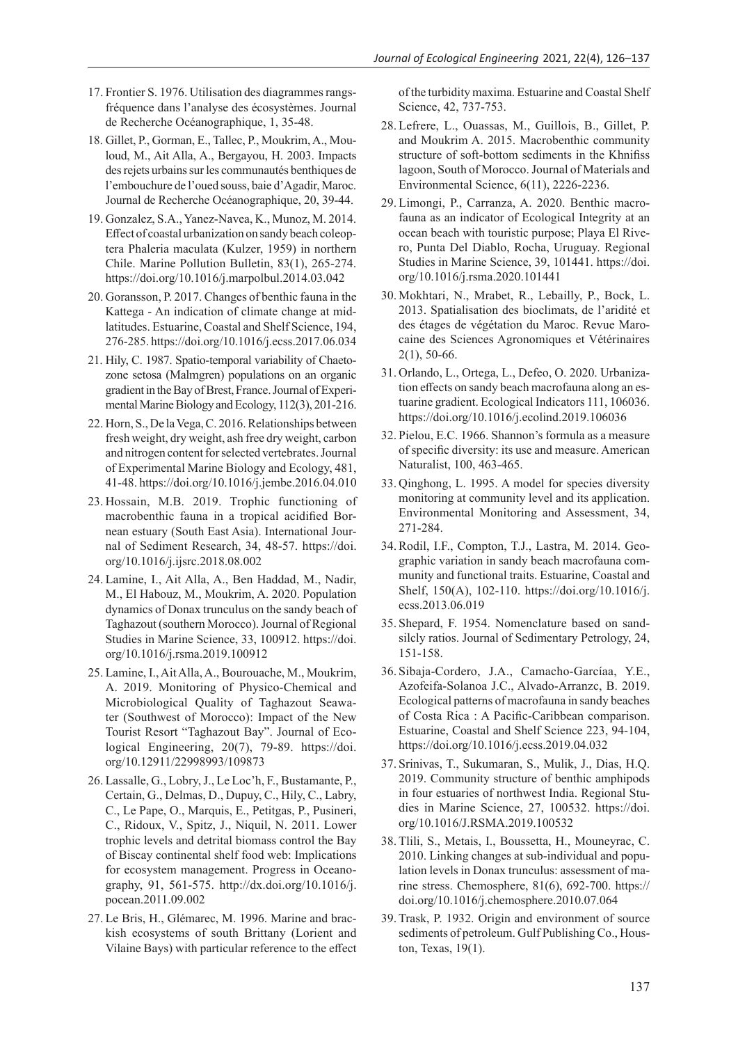17. Frontier S. 1976. Utilisation des diagrammes rangs-fréquence dans l'analyse des écosystèmes. Journal de Recherche Océanographique, 1, 35-48.
18. Gillet, P., Gorman, E., Tallec, P., Moukrim, A., Mouloud, M., Ait Alla, A., Bergayou, H. 2003. Impacts des rejets urbains sur les communautés benthiques de l'embouchure de l'oued souss, baie d'Agadir, Maroc. Journal de Recherche Océanographique, 20, 39-44.
19. Gonzalez, S.A., Yanez-Navea, K., Munoz, M. 2014. Effect of coastal urbanization on sandy beach coleoptera Phaleria maculata (Kulzer, 1959) in northern Chile. Marine Pollution Bulletin, 83(1), 265-274. https://doi.org/10.1016/j.marpolbul.2014.03.042
20. Goransson, P. 2017. Changes of benthic fauna in the Kattega - An indication of climate change at mid-latitudes. Estuarine, Coastal and Shelf Science, 194, 276-285. https://doi.org/10.1016/j.ecss.2017.06.034
21. Hily, C. 1987. Spatio-temporal variability of Chaetozone setosa (Malmgren) populations on an organic gradient in the Bay of Brest, France. Journal of Experimental Marine Biology and Ecology, 112(3), 201-216.
22. Horn, S., De la Vega, C. 2016. Relationships between fresh weight, dry weight, ash free dry weight, carbon and nitrogen content for selected vertebrates. Journal of Experimental Marine Biology and Ecology, 481, 41-48. https://doi.org/10.1016/j.jembe.2016.04.010
23. Hossain, M.B. 2019. Trophic functioning of macrobenthic fauna in a tropical acidified Bornean estuary (South East Asia). International Journal of Sediment Research, 34, 48-57. https://doi.org/10.1016/j.ijsrc.2018.08.002
24. Lamine, I., Ait Alla, A., Ben Haddad, M., Nadir, M., El Habouz, M., Moukrim, A. 2020. Population dynamics of Donax trunculus on the sandy beach of Taghazout (southern Morocco). Journal of Regional Studies in Marine Science, 33, 100912. https://doi.org/10.1016/j.rsma.2019.100912
25. Lamine, I., Ait Alla, A., Bourouache, M., Moukrim, A. 2019. Monitoring of Physico-Chemical and Microbiological Quality of Taghazout Seawater (Southwest of Morocco): Impact of the New Tourist Resort "Taghazout Bay". Journal of Ecological Engineering, 20(7), 79-89. https://doi.org/10.12911/22998993/109873
26. Lassalle, G., Lobry, J., Le Loc'h, F., Bustamante, P., Certain, G., Delmas, D., Dupuy, C., Hily, C., Labry, C., Le Pape, O., Marquis, E., Petitgas, P., Pusineri, C., Ridoux, V., Spitz, J., Niquil, N. 2011. Lower trophic levels and detrital biomass control the Bay of Biscay continental shelf food web: Implications for ecosystem management. Progress in Oceanography, 91, 561-575. http://dx.doi.org/10.1016/j.pocean.2011.09.002
27. Le Bris, H., Glémarec, M. 1996. Marine and brackish ecosystems of south Brittany (Lorient and Vilaine Bays) with particular reference to the effect of the turbidity maxima. Estuarine and Coastal Shelf Science, 42, 737-753.
28. Lefrere, L., Ouassas, M., Guillois, B., Gillet, P. and Moukrim A. 2015. Macrobenthic community structure of soft-bottom sediments in the Khnifiss lagoon, South of Morocco. Journal of Materials and Environmental Science, 6(11), 2226-2236.
29. Limongi, P., Carranza, A. 2020. Benthic macrofauna as an indicator of Ecological Integrity at an ocean beach with touristic purpose; Playa El Rivero, Punta Del Diablo, Rocha, Uruguay. Regional Studies in Marine Science, 39, 101441. https://doi.org/10.1016/j.rsma.2020.101441
30. Mokhtari, N., Mrabet, R., Lebailly, P., Bock, L. 2013. Spatialisation des bioclimats, de l'aridité et des étages de végétation du Maroc. Revue Marocaine des Sciences Agronomiques et Vétérinaires 2(1), 50-66.
31. Orlando, L., Ortega, L., Defeo, O. 2020. Urbanization effects on sandy beach macrofauna along an estuarine gradient. Ecological Indicators 111, 106036. https://doi.org/10.1016/j.ecolind.2019.106036
32. Pielou, E.C. 1966. Shannon's formula as a measure of specific diversity: its use and measure. American Naturalist, 100, 463-465.
33. Qinghong, L. 1995. A model for species diversity monitoring at community level and its application. Environmental Monitoring and Assessment, 34, 271-284.
34. Rodil, I.F., Compton, T.J., Lastra, M. 2014. Geographic variation in sandy beach macrofauna community and functional traits. Estuarine, Coastal and Shelf, 150(A), 102-110. https://doi.org/10.1016/j.ecss.2013.06.019
35. Shepard, F. 1954. Nomenclature based on sand-silcly ratios. Journal of Sedimentary Petrology, 24, 151-158.
36. Sibaja-Cordero, J.A., Camacho-Garcíaa, Y.E., Azofeifa-Solanoa J.C., Alvado-Arranzc, B. 2019. Ecological patterns of macrofauna in sandy beaches of Costa Rica : A Pacific-Caribbean comparison. Estuarine, Coastal and Shelf Science 223, 94-104, https://doi.org/10.1016/j.ecss.2019.04.032
37. Srinivas, T., Sukumaran, S., Mulik, J., Dias, H.Q. 2019. Community structure of benthic amphipods in four estuaries of northwest India. Regional Studies in Marine Science, 27, 100532. https://doi.org/10.1016/J.RSMA.2019.100532
38. Tlili, S., Metais, I., Boussetta, H., Mouneyrac, C. 2010. Linking changes at sub-individual and population levels in Donax trunculus: assessment of marine stress. Chemosphere, 81(6), 692-700. https://doi.org/10.1016/j.chemosphere.2010.07.064
39. Trask, P. 1932. Origin and environment of source sediments of petroleum. Gulf Publishing Co., Houston, Texas, 19(1).